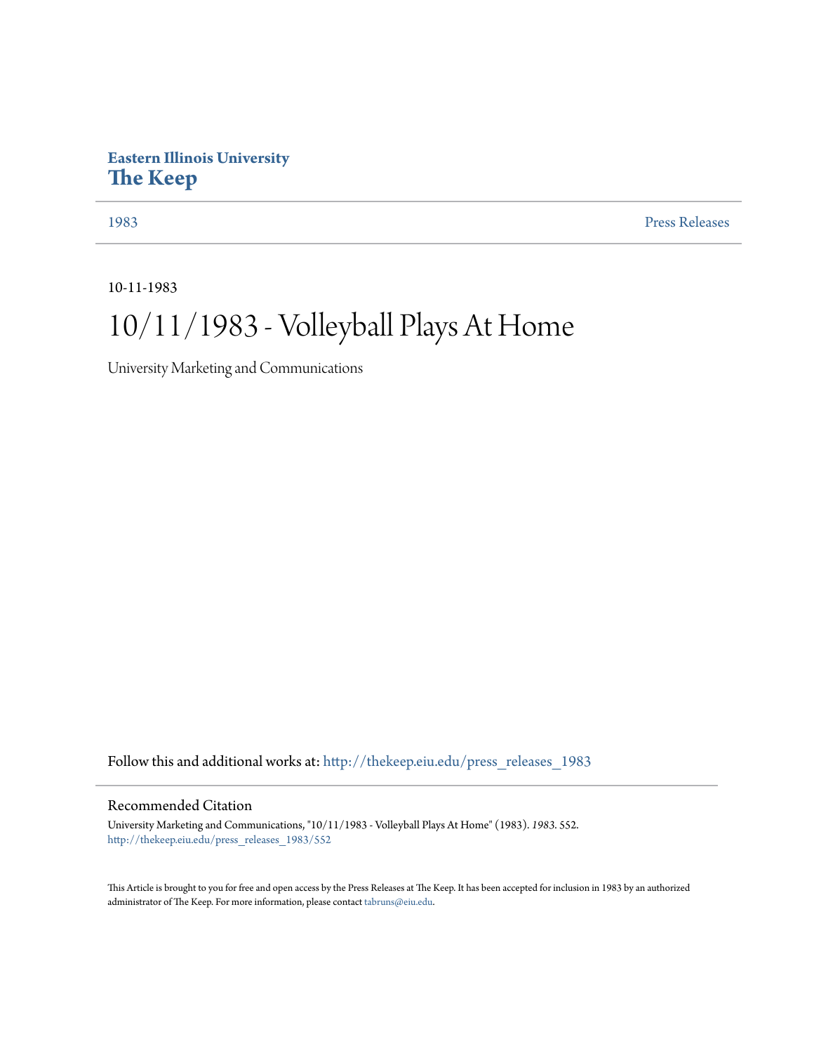**Eastern Illinois University**
**The Keep**

1983 | Press Releases

10-11-1983

# 10/11/1983 - Volleyball Plays At Home

University Marketing and Communications

Follow this and additional works at: http://thekeep.eiu.edu/press_releases_1983

## Recommended Citation

University Marketing and Communications, "10/11/1983 - Volleyball Plays At Home" (1983). *1983*. 552.
http://thekeep.eiu.edu/press_releases_1983/552

This Article is brought to you for free and open access by the Press Releases at The Keep. It has been accepted for inclusion in 1983 by an authorized administrator of The Keep. For more information, please contact tabruns@eiu.edu.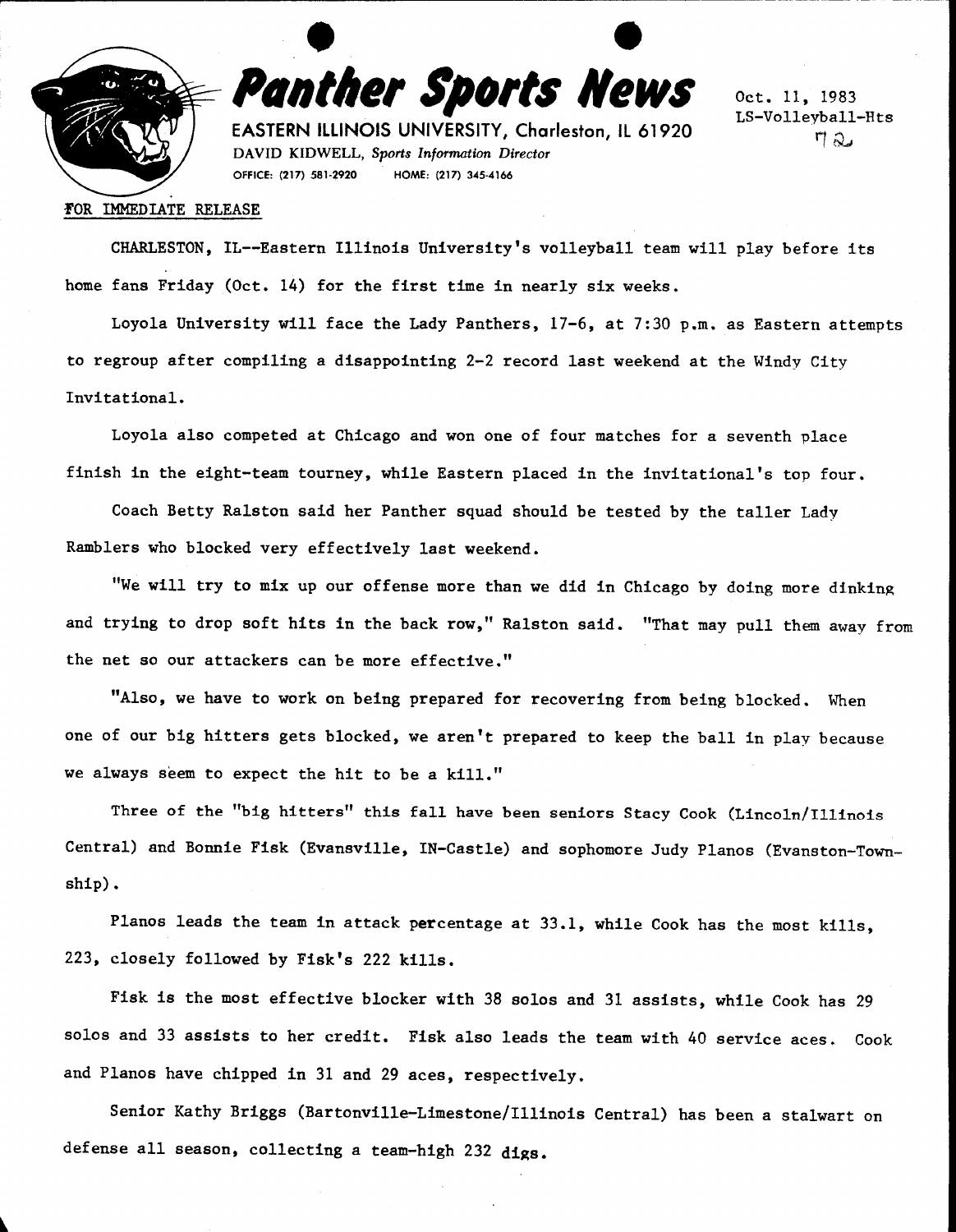# *Panther Sports News*

EASTERN ILLINOIS UNIVERSITY, Charleston, IL 61920

DAVID KIDWELL, *Sports Information Director*

OFFICE: (217) 581-2920 HOME: (217) 345-4166

Oct. 11, 1983
LS-Volleyball-Hts
72

FOR IMMEDIATE RELEASE

CHARLESTON, IL--Eastern Illinois University's volleyball team will play before its home fans Friday (Oct. 14) for the first time in nearly six weeks.

Loyola University will face the Lady Panthers, 17-6, at 7:30 p.m. as Eastern attempts to regroup after compiling a disappointing 2-2 record last weekend at the Windy City Invitational.

Loyola also competed at Chicago and won one of four matches for a seventh place finish in the eight-team tourney, while Eastern placed in the invitational's top four.

Coach Betty Ralston said her Panther squad should be tested by the taller Lady Ramblers who blocked very effectively last weekend.

"We will try to mix up our offense more than we did in Chicago by doing more dinking and trying to drop soft hits in the back row," Ralston said. "That may pull them away from the net so our attackers can be more effective."

"Also, we have to work on being prepared for recovering from being blocked. When one of our big hitters gets blocked, we aren't prepared to keep the ball in play because we always seem to expect the hit to be a kill."

Three of the "big hitters" this fall have been seniors Stacy Cook (Lincoln/Illinois Central) and Bonnie Fisk (Evansville, IN-Castle) and sophomore Judy Planos (Evanston-Township).

Planos leads the team in attack percentage at 33.1, while Cook has the most kills, 223, closely followed by Fisk's 222 kills.

Fisk is the most effective blocker with 38 solos and 31 assists, while Cook has 29 solos and 33 assists to her credit. Fisk also leads the team with 40 service aces. Cook and Planos have chipped in 31 and 29 aces, respectively.

Senior Kathy Briggs (Bartonville-Limestone/Illinois Central) has been a stalwart on defense all season, collecting a team-high 232 digs.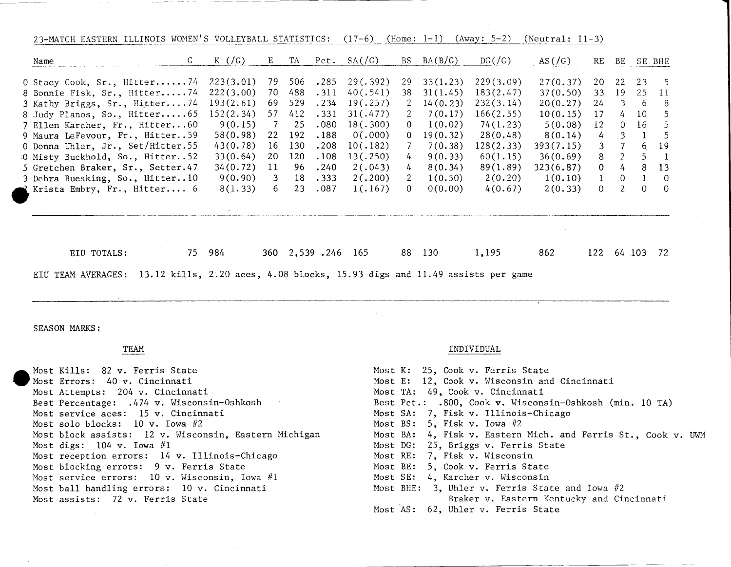23-MATCH EASTERN ILLINOIS WOMEN'S VOLLEYBALL STATISTICS: (17-6) (Home: 1-1) (Away: 5-2) (Neutral: 11-3)

| Name | G | K (/G) | E | TA | Pct. | SA(/G) | BS | BA(B/G) | DG(/G) | AS(/G) | RE | BE | SE | BHE |
|---|---|---|---|---|---|---|---|---|---|---|---|---|---|---|
| 0 Stacy Cook, Sr., Hitter | 74 | 223(3.01) | 79 | 506 | .285 | 29(.392) | 29 | 33(1.23) | 229(3.09) | 27(0.37) | 20 | 22 | 23 | 5 |
| 8 Bonnie Fisk, Sr., Hitter | 74 | 222(3.00) | 70 | 488 | .311 | 40(.541) | 38 | 31(1.45) | 183(2.47) | 37(0.50) | 33 | 19 | 25 | 11 |
| 3 Kathy Briggs, Sr., Hitter | 74 | 193(2.61) | 69 | 529 | .234 | 19(.257) | 2 | 14(0.23) | 232(3.14) | 20(0.27) | 24 | 3 | 6 | 8 |
| 8 Judy Planos, So., Hitter | 65 | 152(2.34) | 57 | 412 | .331 | 31(.477) | 2 | 7(0.17) | 166(2.55) | 10(0.15) | 17 | 4 | 10 | 5 |
| 7 Ellen Karcher, Fr., Hitter | 60 | 9(0.15) | 7 | 25 | .080 | 18(.300) | 0 | 1(0.02) | 74(1.23) | 5(0.08) | 12 | 0 | 16 | 3 |
| 9 Maura LeFevour, Fr., Hitter | 59 | 58(0.98) | 22 | 192 | .188 | 0(.000) | 0 | 19(0.32) | 28(0.48) | 8(0.14) | 4 | 3 | 1 | 5 |
| 0 Donna Uhler, Jr., Set/Hitter | 55 | 43(0.78) | 16 | 130 | .208 | 10(.182) | 7 | 7(0.38) | 128(2.33) | 393(7.15) | 3 | 7 | 6 | 19 |
| 0 Misty Buckhold, So., Hitter | 52 | 33(0.64) | 20 | 120 | .108 | 13(.250) | 4 | 9(0.33) | 60(1.15) | 36(0.69) | 8 | 2 | 5 | 1 |
| 5 Gretchen Braker, Sr., Setter | 47 | 34(0.72) | 11 | 96 | .240 | 2(.043) | 4 | 8(0.34) | 89(1.89) | 323(6.87) | 0 | 4 | 8 | 13 |
| 3 Debra Buesking, So., Hitter | 10 | 9(0.90) | 3 | 18 | .333 | 2(.200) | 2 | 1(0.50) | 2(0.20) | 1(0.10) | 1 | 0 | 1 | 0 |
| 2 Krista Embry, Fr., Hitter | 6 | 8(1.33) | 6 | 23 | .087 | 1(.167) | 0 | 0(0.00) | 4(0.67) | 2(0.33) | 0 | 2 | 0 | 0 |
| EIU TOTALS: | 75 | 984 | 360 | 2,539 | .246 | 165 | 88 | 130 | 1,195 | 862 | 122 | 64 | 103 | 72 |

EIU TEAM AVERAGES: 13.12 kills, 2.20 aces, 4.08 blocks, 15.93 digs and 11.49 assists per game

SEASON MARKS:

## TEAM

Most Kills: 82 v. Ferris State
Most Errors: 40 v. Cincinnati
Most Attempts: 204 v. Cincinnati
Best Percentage: .474 v. Wisconsin-Oshkosh
Most service aces: 15 v. Cincinnati
Most solo blocks: 10 v. Iowa #2
Most block assists: 12 v. Wisconsin, Eastern Michigan
Most digs: 104 v. Iowa #1
Most reception errors: 14 v. Illinois-Chicago
Most blocking errors: 9 v. Ferris State
Most service errors: 10 v. Wisconsin, Iowa #1
Most ball handling errors: 10 v. Cincinnati
Most assists: 72 v. Ferris State

## INDIVIDUAL

Most K: 25, Cook v. Ferris State
Most E: 12, Cook v. Wisconsin and Cincinnati
Most TA: 49, Cook v. Cincinnati
Best Pct.: .800, Cook v. Wisconsin-Oshkosh (min. 10 TA)
Most SA: 7, Fisk v. Illinois-Chicago
Most BS: 5, Fisk v. Iowa #2
Most BA: 4, Fisk v. Eastern Mich. and Ferris St., Cook v. UWM
Most DG: 25, Briggs v. Ferris State
Most RE: 7, Fisk v. Wisconsin
Most BE: 5, Cook v. Ferris State
Most SE: 4, Karcher v. Wisconsin
Most BHE: 3, Uhler v. Ferris State and Iowa #2
Braker v. Eastern Kentucky and Cincinnati
Most AS: 62, Uhler v. Ferris State